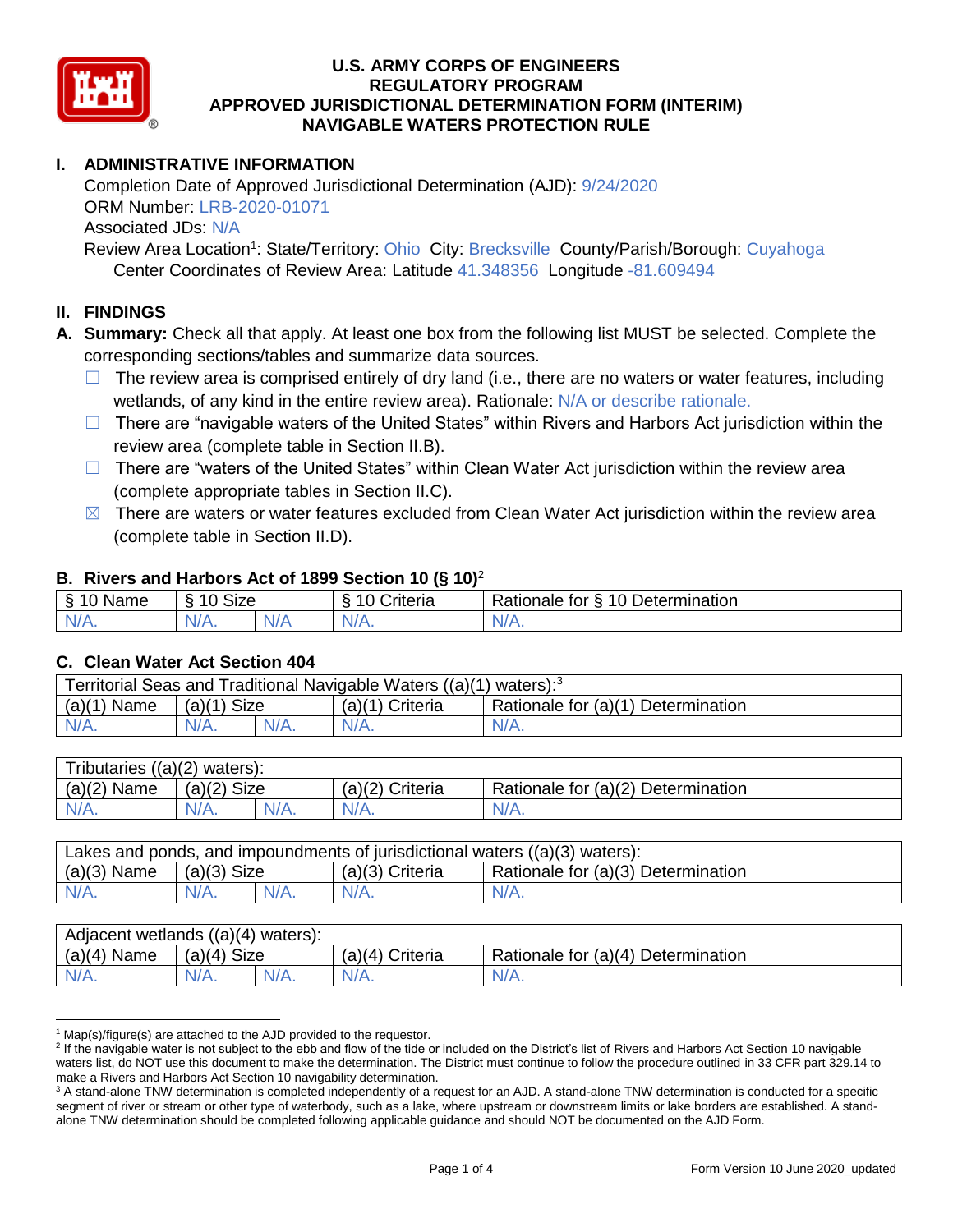# U.S. ARMY CORPS OF ENGINEERS
# REGULATORY PROGRAM
# APPROVED JURISDICTIONAL DETERMINATION FORM (INTERIM)
# NAVIGABLE WATERS PROTECTION RULE

## I. ADMINISTRATIVE INFORMATION

Completion Date of Approved Jurisdictional Determination (AJD): 9/24/2020
ORM Number: LRB-2020-01071
Associated JDs: N/A
Review Area Location[1]: State/Territory: Ohio City: Brecksville County/Parish/Borough: Cuyahoga
Center Coordinates of Review Area: Latitude 41.348356 Longitude -81.609494

## II. FINDINGS

**A. Summary:** Check all that apply. At least one box from the following list MUST be selected. Complete the corresponding sections/tables and summarize data sources.

- ☐ The review area is comprised entirely of dry land (i.e., there are no waters or water features, including wetlands, of any kind in the entire review area). Rationale: N/A or describe rationale.
- ☐ There are "navigable waters of the United States" within Rivers and Harbors Act jurisdiction within the review area (complete table in Section II.B).
- ☐ There are "waters of the United States" within Clean Water Act jurisdiction within the review area (complete appropriate tables in Section II.C).
- ☒ There are waters or water features excluded from Clean Water Act jurisdiction within the review area (complete table in Section II.D).

### B. Rivers and Harbors Act of 1899 Section 10 (§ 10)[2]

| § 10 Name | § 10 Size | | § 10 Criteria | Rationale for § 10 Determination |
|---|---|---|---|---|
| N/A. | N/A. | N/A | N/A. | N/A. |

### C. Clean Water Act Section 404

| Territorial Seas and Traditional Navigable Waters ((a)(1) waters):[3] | | | | |
|---|---|---|---|---|
| (a)(1) Name | (a)(1) Size | | (a)(1) Criteria | Rationale for (a)(1) Determination |
| N/A. | N/A. | N/A. | N/A. | N/A. |

| Tributaries ((a)(2) waters): | | | | |
|---|---|---|---|---|
| (a)(2) Name | (a)(2) Size | | (a)(2) Criteria | Rationale for (a)(2) Determination |
| N/A. | N/A. | N/A. | N/A. | N/A. |

| Lakes and ponds, and impoundments of jurisdictional waters ((a)(3) waters): | | | | |
|---|---|---|---|---|
| (a)(3) Name | (a)(3) Size | | (a)(3) Criteria | Rationale for (a)(3) Determination |
| N/A. | N/A. | N/A. | N/A. | N/A. |

| Adjacent wetlands ((a)(4) waters): | | | | |
|---|---|---|---|---|
| (a)(4) Name | (a)(4) Size | | (a)(4) Criteria | Rationale for (a)(4) Determination |
| N/A. | N/A. | N/A. | N/A. | N/A. |

---

[1] Map(s)/figure(s) are attached to the AJD provided to the requestor.

[2] If the navigable water is not subject to the ebb and flow of the tide or included on the District's list of Rivers and Harbors Act Section 10 navigable waters list, do NOT use this document to make the determination. The District must continue to follow the procedure outlined in 33 CFR part 329.14 to make a Rivers and Harbors Act Section 10 navigability determination.

[3] A stand-alone TNW determination is completed independently of a request for an AJD. A stand-alone TNW determination is conducted for a specific segment of river or stream or other type of waterbody, such as a lake, where upstream or downstream limits or lake borders are established. A stand-alone TNW determination should be completed following applicable guidance and should NOT be documented on the AJD Form.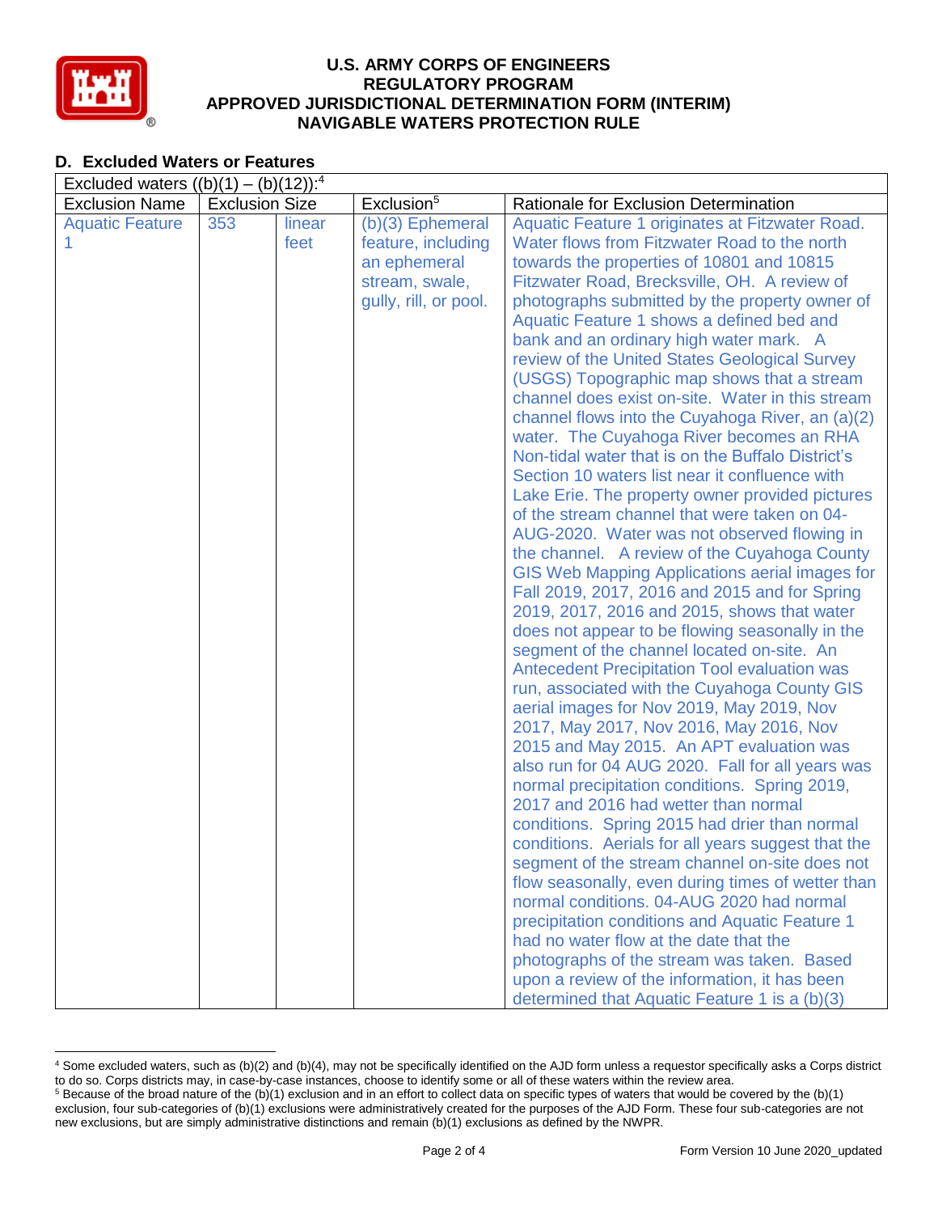## D. Excluded Waters or Features

| Excluded waters ((b)(1) – (b)(12)):[4] | | | | |
|---|---|---|---|---|
| Exclusion Name | Exclusion Size | | Exclusion[5] | Rationale for Exclusion Determination |
| Aquatic Feature 1 | 353 | linear feet | (b)(3) Ephemeral feature, including an ephemeral stream, swale, gully, rill, or pool. | Aquatic Feature 1 originates at Fitzwater Road. Water flows from Fitzwater Road to the north towards the properties of 10801 and 10815 Fitzwater Road, Brecksville, OH. A review of photographs submitted by the property owner of Aquatic Feature 1 shows a defined bed and bank and an ordinary high water mark. A review of the United States Geological Survey (USGS) Topographic map shows that a stream channel does exist on-site. Water in this stream channel flows into the Cuyahoga River, an (a)(2) water. The Cuyahoga River becomes an RHA Non-tidal water that is on the Buffalo District's Section 10 waters list near it confluence with Lake Erie. The property owner provided pictures of the stream channel that were taken on 04-AUG-2020. Water was not observed flowing in the channel. A review of the Cuyahoga County GIS Web Mapping Applications aerial images for Fall 2019, 2017, 2016 and 2015 and for Spring 2019, 2017, 2016 and 2015, shows that water does not appear to be flowing seasonally in the segment of the channel located on-site. An Antecedent Precipitation Tool evaluation was run, associated with the Cuyahoga County GIS aerial images for Nov 2019, May 2019, Nov 2017, May 2017, Nov 2016, May 2016, Nov 2015 and May 2015. An APT evaluation was also run for 04 AUG 2020. Fall for all years was normal precipitation conditions. Spring 2019, 2017 and 2016 had wetter than normal conditions. Spring 2015 had drier than normal conditions. Aerials for all years suggest that the segment of the stream channel on-site does not flow seasonally, even during times of wetter than normal conditions. 04-AUG 2020 had normal precipitation conditions and Aquatic Feature 1 had no water flow at the date that the photographs of the stream was taken. Based upon a review of the information, it has been determined that Aquatic Feature 1 is a (b)(3) |

[4] Some excluded waters, such as (b)(2) and (b)(4), may not be specifically identified on the AJD form unless a requestor specifically asks a Corps district to do so. Corps districts may, in case-by-case instances, choose to identify some or all of these waters within the review area.

[5] Because of the broad nature of the (b)(1) exclusion and in an effort to collect data on specific types of waters that would be covered by the (b)(1) exclusion, four sub-categories of (b)(1) exclusions were administratively created for the purposes of the AJD Form. These four sub-categories are not new exclusions, but are simply administrative distinctions and remain (b)(1) exclusions as defined by the NWPR.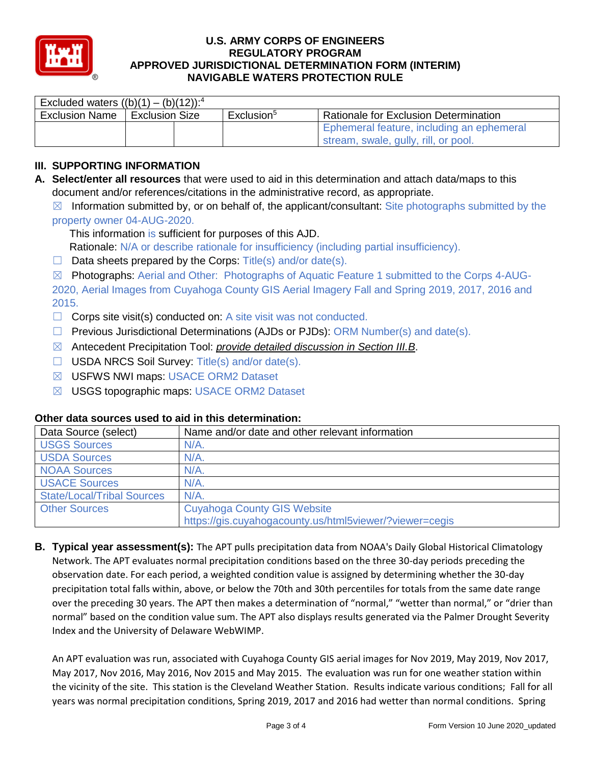| Excluded waters ((b)(1) – (b)(12)):[4] | | | | |
|---|---|---|---|---|
| Exclusion Name | Exclusion Size | | Exclusion[5] | Rationale for Exclusion Determination |
| | | | | Ephemeral feature, including an ephemeral stream, swale, gully, rill, or pool. |

## III. SUPPORTING INFORMATION

**A. Select/enter all resources** that were used to aid in this determination and attach data/maps to this document and/or references/citations in the administrative record, as appropriate.

☒ Information submitted by, or on behalf of, the applicant/consultant: Site photographs submitted by the property owner 04-AUG-2020.

This information is sufficient for purposes of this AJD.

Rationale: N/A or describe rationale for insufficiency (including partial insufficiency).

☐ Data sheets prepared by the Corps: Title(s) and/or date(s).

☒ Photographs: Aerial and Other: Photographs of Aquatic Feature 1 submitted to the Corps 4-AUG-2020, Aerial Images from Cuyahoga County GIS Aerial Imagery Fall and Spring 2019, 2017, 2016 and 2015.

☐ Corps site visit(s) conducted on: A site visit was not conducted.

☐ Previous Jurisdictional Determinations (AJDs or PJDs): ORM Number(s) and date(s).

☒ Antecedent Precipitation Tool: *provide detailed discussion in Section III.B*.

☐ USDA NRCS Soil Survey: Title(s) and/or date(s).

☒ USFWS NWI maps: USACE ORM2 Dataset

☒ USGS topographic maps: USACE ORM2 Dataset

**Other data sources used to aid in this determination:**

| Data Source (select) | Name and/or date and other relevant information |
|---|---|
| USGS Sources | N/A. |
| USDA Sources | N/A. |
| NOAA Sources | N/A. |
| USACE Sources | N/A. |
| State/Local/Tribal Sources | N/A. |
| Other Sources | Cuyahoga County GIS Website https://gis.cuyahogacounty.us/html5viewer/?viewer=cegis |

**B. Typical year assessment(s):** The APT pulls precipitation data from NOAA's Daily Global Historical Climatology Network. The APT evaluates normal precipitation conditions based on the three 30-day periods preceding the observation date. For each period, a weighted condition value is assigned by determining whether the 30-day precipitation total falls within, above, or below the 70th and 30th percentiles for totals from the same date range over the preceding 30 years. The APT then makes a determination of "normal," "wetter than normal," or "drier than normal" based on the condition value sum. The APT also displays results generated via the Palmer Drought Severity Index and the University of Delaware WebWIMP.

An APT evaluation was run, associated with Cuyahoga County GIS aerial images for Nov 2019, May 2019, Nov 2017, May 2017, Nov 2016, May 2016, Nov 2015 and May 2015. The evaluation was run for one weather station within the vicinity of the site. This station is the Cleveland Weather Station. Results indicate various conditions; Fall for all years was normal precipitation conditions, Spring 2019, 2017 and 2016 had wetter than normal conditions. Spring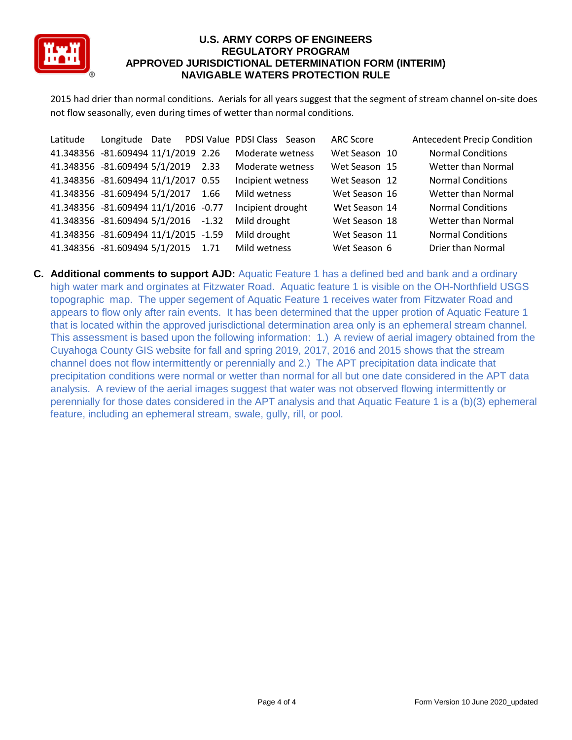2015 had drier than normal conditions. Aerials for all years suggest that the segment of stream channel on-site does not flow seasonally, even during times of wetter than normal conditions.

| Latitude | Longitude | Date | PDSI Value | PDSI Class | Season | ARC Score | Antecedent Precip Condition |
|---|---|---|---|---|---|---|---|
| 41.348356 | -81.609494 | 11/1/2019 | 2.26 | Moderate wetness | Wet Season | 10 | Normal Conditions |
| 41.348356 | -81.609494 | 5/1/2019 | 2.33 | Moderate wetness | Wet Season | 15 | Wetter than Normal |
| 41.348356 | -81.609494 | 11/1/2017 | 0.55 | Incipient wetness | Wet Season | 12 | Normal Conditions |
| 41.348356 | -81.609494 | 5/1/2017 | 1.66 | Mild wetness | Wet Season | 16 | Wetter than Normal |
| 41.348356 | -81.609494 | 11/1/2016 | -0.77 | Incipient drought | Wet Season | 14 | Normal Conditions |
| 41.348356 | -81.609494 | 5/1/2016 | -1.32 | Mild drought | Wet Season | 18 | Wetter than Normal |
| 41.348356 | -81.609494 | 11/1/2015 | -1.59 | Mild drought | Wet Season | 11 | Normal Conditions |
| 41.348356 | -81.609494 | 5/1/2015 | 1.71 | Mild wetness | Wet Season | 6 | Drier than Normal |

**C. Additional comments to support AJD:** Aquatic Feature 1 has a defined bed and bank and a ordinary high water mark and orginates at Fitzwater Road. Aquatic feature 1 is visible on the OH-Northfield USGS topographic map. The upper segement of Aquatic Feature 1 receives water from Fitzwater Road and appears to flow only after rain events. It has been determined that the upper protion of Aquatic Feature 1 that is located within the approved jurisdictional determination area only is an ephemeral stream channel. This assessment is based upon the following information: 1.) A review of aerial imagery obtained from the Cuyahoga County GIS website for fall and spring 2019, 2017, 2016 and 2015 shows that the stream channel does not flow intermittently or perennially and 2.) The APT precipitation data indicate that precipitation conditions were normal or wetter than normal for all but one date considered in the APT data analysis. A review of the aerial images suggest that water was not observed flowing intermittently or perennially for those dates considered in the APT analysis and that Aquatic Feature 1 is a (b)(3) ephemeral feature, including an ephemeral stream, swale, gully, rill, or pool.